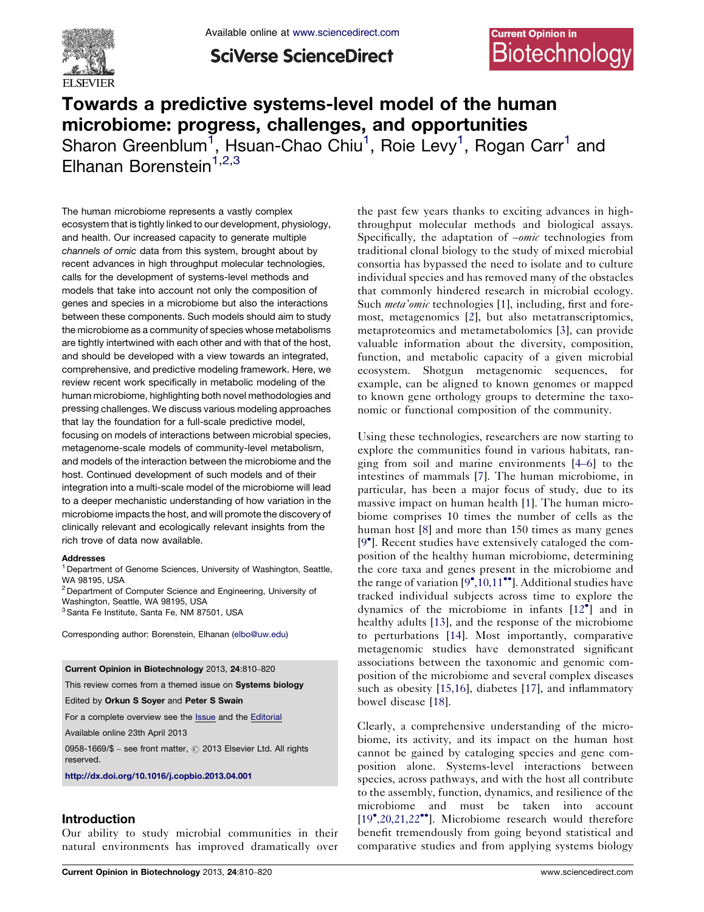# Towards a predictive systems-level model of the human microbiome: progress, challenges, and opportunities

Sharon Greenblum[1], Hsuan-Chao Chiu[1], Roie Levy[1], Rogan Carr[1] and Elhanan Borenstein[1,2,3]

The human microbiome represents a vastly complex ecosystem that is tightly linked to our development, physiology, and health. Our increased capacity to generate multiple *channels of omic* data from this system, brought about by recent advances in high throughput molecular technologies, calls for the development of systems-level methods and models that take into account not only the composition of genes and species in a microbiome but also the interactions between these components. Such models should aim to study the microbiome as a community of species whose metabolisms are tightly intertwined with each other and with that of the host, and should be developed with a view towards an integrated, comprehensive, and predictive modeling framework. Here, we review recent work specifically in metabolic modeling of the human microbiome, highlighting both novel methodologies and pressing challenges. We discuss various modeling approaches that lay the foundation for a full-scale predictive model, focusing on models of interactions between microbial species, metagenome-scale models of community-level metabolism, and models of the interaction between the microbiome and the host. Continued development of such models and of their integration into a multi-scale model of the microbiome will lead to a deeper mechanistic understanding of how variation in the microbiome impacts the host, and will promote the discovery of clinically relevant and ecologically relevant insights from the rich trove of data now available.

**Addresses**

[1] Department of Genome Sciences, University of Washington, Seattle, WA 98195, USA

[2] Department of Computer Science and Engineering, University of Washington, Seattle, WA 98195, USA

[3] Santa Fe Institute, Santa Fe, NM 87501, USA

Corresponding author: Borenstein, Elhanan (elbo@uw.edu)

**Current Opinion in Biotechnology** 2013, **24**:810–820

This review comes from a themed issue on **Systems biology**

Edited by **Orkun S Soyer** and **Peter S Swain**

For a complete overview see the Issue and the Editorial

Available online 23th April 2013

0958-1669/$ – see front matter, © 2013 Elsevier Ltd. All rights reserved.

http://dx.doi.org/10.1016/j.copbio.2013.04.001

## Introduction

Our ability to study microbial communities in their natural environments has improved dramatically over the past few years thanks to exciting advances in high-throughput molecular methods and biological assays. Specifically, the adaptation of *–omic* technologies from traditional clonal biology to the study of mixed microbial consortia has bypassed the need to isolate and to culture individual species and has removed many of the obstacles that commonly hindered research in microbial ecology. Such *meta'omic* technologies [1], including, first and foremost, metagenomics [2], but also metatranscriptomics, metaproteomics and metametabolomics [3], can provide valuable information about the diversity, composition, function, and metabolic capacity of a given microbial ecosystem. Shotgun metagenomic sequences, for example, can be aligned to known genomes or mapped to known gene orthology groups to determine the taxonomic or functional composition of the community.

Using these technologies, researchers are now starting to explore the communities found in various habitats, ranging from soil and marine environments [4–6] to the intestines of mammals [7]. The human microbiome, in particular, has been a major focus of study, due to its massive impact on human health [1]. The human microbiome comprises 10 times the number of cells as the human host [8] and more than 150 times as many genes [9•]. Recent studies have extensively cataloged the composition of the healthy human microbiome, determining the core taxa and genes present in the microbiome and the range of variation [9•,10,11••]. Additional studies have tracked individual subjects across time to explore the dynamics of the microbiome in infants [12•] and in healthy adults [13], and the response of the microbiome to perturbations [14]. Most importantly, comparative metagenomic studies have demonstrated significant associations between the taxonomic and genomic composition of the microbiome and several complex diseases such as obesity [15,16], diabetes [17], and inflammatory bowel disease [18].

Clearly, a comprehensive understanding of the microbiome, its activity, and its impact on the human host cannot be gained by cataloging species and gene composition alone. Systems-level interactions between species, across pathways, and with the host all contribute to the assembly, function, dynamics, and resilience of the microbiome and must be taken into account [19•,20,21,22••]. Microbiome research would therefore benefit tremendously from going beyond statistical and comparative studies and from applying systems biology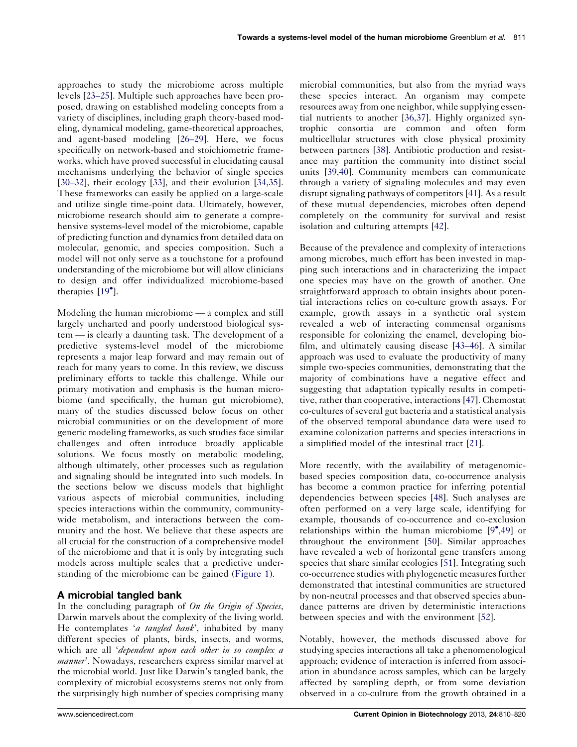approaches to study the microbiome across multiple levels [23–25]. Multiple such approaches have been proposed, drawing on established modeling concepts from a variety of disciplines, including graph theory-based modeling, dynamical modeling, game-theoretical approaches, and agent-based modeling [26–29]. Here, we focus specifically on network-based and stoichiometric frameworks, which have proved successful in elucidating causal mechanisms underlying the behavior of single species [30–32], their ecology [33], and their evolution [34,35]. These frameworks can easily be applied on a large-scale and utilize single time-point data. Ultimately, however, microbiome research should aim to generate a comprehensive systems-level model of the microbiome, capable of predicting function and dynamics from detailed data on molecular, genomic, and species composition. Such a model will not only serve as a touchstone for a profound understanding of the microbiome but will allow clinicians to design and offer individualized microbiome-based therapies [19•].

Modeling the human microbiome — a complex and still largely uncharted and poorly understood biological system — is clearly a daunting task. The development of a predictive systems-level model of the microbiome represents a major leap forward and may remain out of reach for many years to come. In this review, we discuss preliminary efforts to tackle this challenge. While our primary motivation and emphasis is the human microbiome (and specifically, the human gut microbiome), many of the studies discussed below focus on other microbial communities or on the development of more generic modeling frameworks, as such studies face similar challenges and often introduce broadly applicable solutions. We focus mostly on metabolic modeling, although ultimately, other processes such as regulation and signaling should be integrated into such models. In the sections below we discuss models that highlight various aspects of microbial communities, including species interactions within the community, community-wide metabolism, and interactions between the community and the host. We believe that these aspects are all crucial for the construction of a comprehensive model of the microbiome and that it is only by integrating such models across multiple scales that a predictive understanding of the microbiome can be gained (Figure 1).

## A microbial tangled bank

In the concluding paragraph of *On the Origin of Species*, Darwin marvels about the complexity of the living world. He contemplates '*a tangled bank*', inhabited by many different species of plants, birds, insects, and worms, which are all '*dependent upon each other in so complex a manner*'. Nowadays, researchers express similar marvel at the microbial world. Just like Darwin's tangled bank, the complexity of microbial ecosystems stems not only from the surprisingly high number of species comprising many microbial communities, but also from the myriad ways these species interact. An organism may compete resources away from one neighbor, while supplying essential nutrients to another [36,37]. Highly organized syntrophic consortia are common and often form multicellular structures with close physical proximity between partners [38]. Antibiotic production and resistance may partition the community into distinct social units [39,40]. Community members can communicate through a variety of signaling molecules and may even disrupt signaling pathways of competitors [41]. As a result of these mutual dependencies, microbes often depend completely on the community for survival and resist isolation and culturing attempts [42].

Because of the prevalence and complexity of interactions among microbes, much effort has been invested in mapping such interactions and in characterizing the impact one species may have on the growth of another. One straightforward approach to obtain insights about potential interactions relies on co-culture growth assays. For example, growth assays in a synthetic oral system revealed a web of interacting commensal organisms responsible for colonizing the enamel, developing biofilm, and ultimately causing disease [43–46]. A similar approach was used to evaluate the productivity of many simple two-species communities, demonstrating that the majority of combinations have a negative effect and suggesting that adaptation typically results in competitive, rather than cooperative, interactions [47]. Chemostat co-cultures of several gut bacteria and a statistical analysis of the observed temporal abundance data were used to examine colonization patterns and species interactions in a simplified model of the intestinal tract [21].

More recently, with the availability of metagenomic-based species composition data, co-occurrence analysis has become a common practice for inferring potential dependencies between species [48]. Such analyses are often performed on a very large scale, identifying for example, thousands of co-occurrence and co-exclusion relationships within the human microbiome [9•,49] or throughout the environment [50]. Similar approaches have revealed a web of horizontal gene transfers among species that share similar ecologies [51]. Integrating such co-occurrence studies with phylogenetic measures further demonstrated that intestinal communities are structured by non-neutral processes and that observed species abundance patterns are driven by deterministic interactions between species and with the environment [52].

Notably, however, the methods discussed above for studying species interactions all take a phenomenological approach; evidence of interaction is inferred from association in abundance across samples, which can be largely affected by sampling depth, or from some deviation observed in a co-culture from the growth obtained in a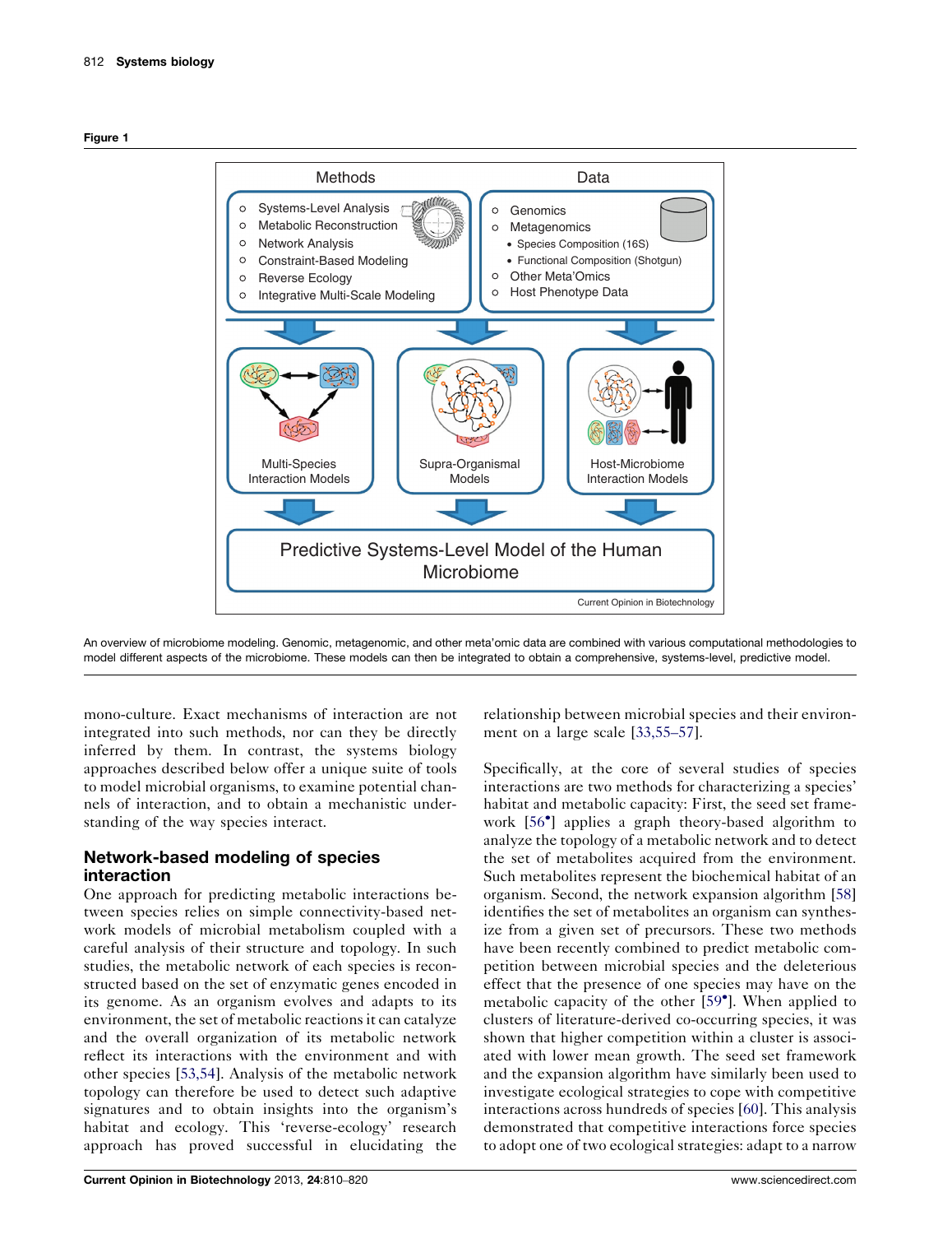**Figure 1**

An overview of microbiome modeling. Genomic, metagenomic, and other meta'omic data are combined with various computational methodologies to model different aspects of the microbiome. These models can then be integrated to obtain a comprehensive, systems-level, predictive model.

mono-culture. Exact mechanisms of interaction are not integrated into such methods, nor can they be directly inferred by them. In contrast, the systems biology approaches described below offer a unique suite of tools to model microbial organisms, to examine potential channels of interaction, and to obtain a mechanistic understanding of the way species interact.

## Network-based modeling of species interaction

One approach for predicting metabolic interactions between species relies on simple connectivity-based network models of microbial metabolism coupled with a careful analysis of their structure and topology. In such studies, the metabolic network of each species is reconstructed based on the set of enzymatic genes encoded in its genome. As an organism evolves and adapts to its environment, the set of metabolic reactions it can catalyze and the overall organization of its metabolic network reflect its interactions with the environment and with other species [53,54]. Analysis of the metabolic network topology can therefore be used to detect such adaptive signatures and to obtain insights into the organism's habitat and ecology. This 'reverse-ecology' research approach has proved successful in elucidating the relationship between microbial species and their environment on a large scale [33,55–57].

Specifically, at the core of several studies of species interactions are two methods for characterizing a species' habitat and metabolic capacity: First, the seed set framework [56•] applies a graph theory-based algorithm to analyze the topology of a metabolic network and to detect the set of metabolites acquired from the environment. Such metabolites represent the biochemical habitat of an organism. Second, the network expansion algorithm [58] identifies the set of metabolites an organism can synthesize from a given set of precursors. These two methods have been recently combined to predict metabolic competition between microbial species and the deleterious effect that the presence of one species may have on the metabolic capacity of the other [59•]. When applied to clusters of literature-derived co-occurring species, it was shown that higher competition within a cluster is associated with lower mean growth. The seed set framework and the expansion algorithm have similarly been used to investigate ecological strategies to cope with competitive interactions across hundreds of species [60]. This analysis demonstrated that competitive interactions force species to adopt one of two ecological strategies: adapt to a narrow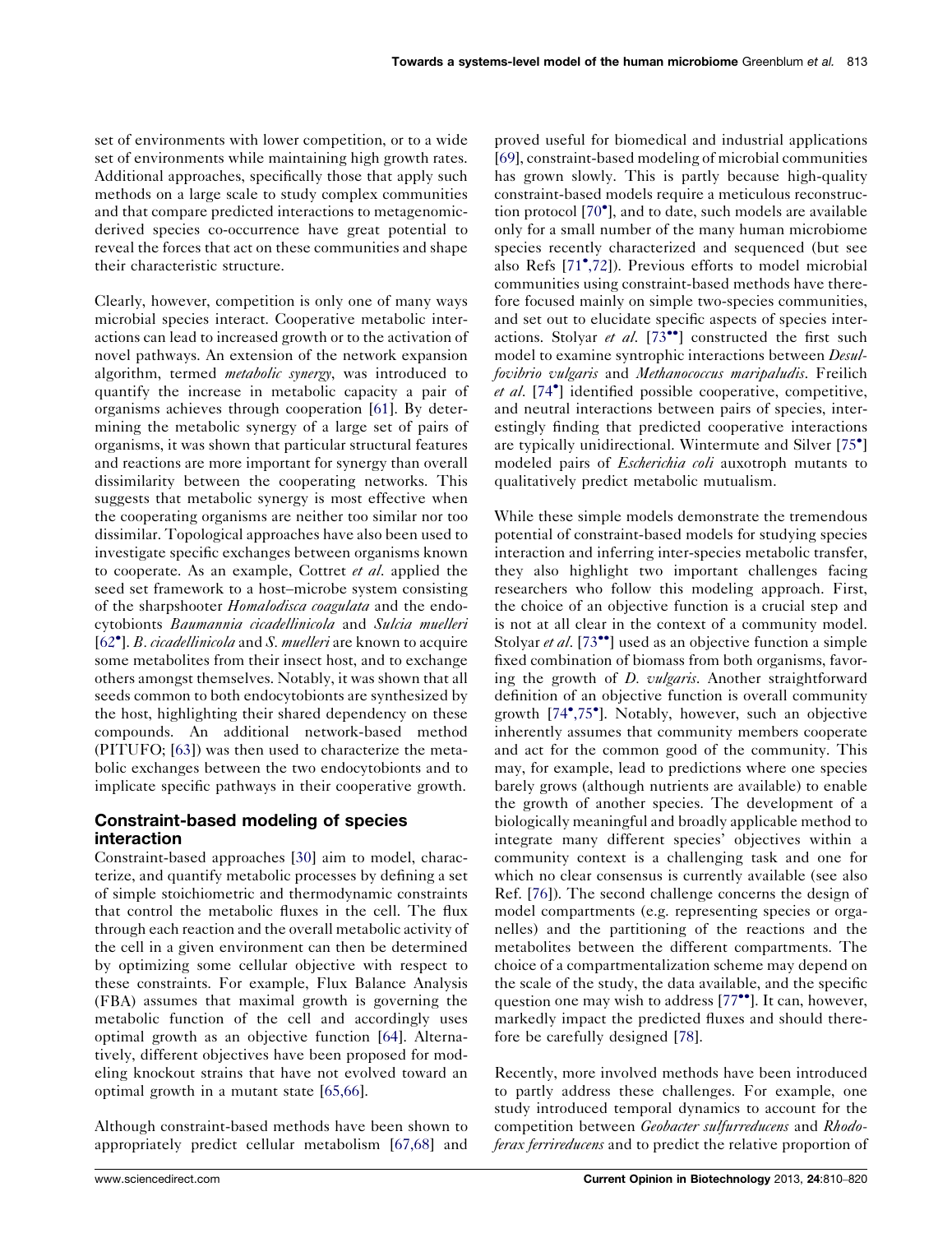set of environments with lower competition, or to a wide set of environments while maintaining high growth rates. Additional approaches, specifically those that apply such methods on a large scale to study complex communities and that compare predicted interactions to metagenomic-derived species co-occurrence have great potential to reveal the forces that act on these communities and shape their characteristic structure.

Clearly, however, competition is only one of many ways microbial species interact. Cooperative metabolic interactions can lead to increased growth or to the activation of novel pathways. An extension of the network expansion algorithm, termed *metabolic synergy*, was introduced to quantify the increase in metabolic capacity a pair of organisms achieves through cooperation [61]. By determining the metabolic synergy of a large set of pairs of organisms, it was shown that particular structural features and reactions are more important for synergy than overall dissimilarity between the cooperating networks. This suggests that metabolic synergy is most effective when the cooperating organisms are neither too similar nor too dissimilar. Topological approaches have also been used to investigate specific exchanges between organisms known to cooperate. As an example, Cottret *et al.* applied the seed set framework to a host–microbe system consisting of the sharpshooter *Homalodisca coagulata* and the endocytobionts *Baumannia cicadellinicola* and *Sulcia muelleri* [62•]. *B. cicadellinicola* and *S. muelleri* are known to acquire some metabolites from their insect host, and to exchange others amongst themselves. Notably, it was shown that all seeds common to both endocytobionts are synthesized by the host, highlighting their shared dependency on these compounds. An additional network-based method (PITUFO; [63]) was then used to characterize the metabolic exchanges between the two endocytobionts and to implicate specific pathways in their cooperative growth.

## Constraint-based modeling of species interaction

Constraint-based approaches [30] aim to model, characterize, and quantify metabolic processes by defining a set of simple stoichiometric and thermodynamic constraints that control the metabolic fluxes in the cell. The flux through each reaction and the overall metabolic activity of the cell in a given environment can then be determined by optimizing some cellular objective with respect to these constraints. For example, Flux Balance Analysis (FBA) assumes that maximal growth is governing the metabolic function of the cell and accordingly uses optimal growth as an objective function [64]. Alternatively, different objectives have been proposed for modeling knockout strains that have not evolved toward an optimal growth in a mutant state [65,66].

Although constraint-based methods have been shown to appropriately predict cellular metabolism [67,68] and proved useful for biomedical and industrial applications [69], constraint-based modeling of microbial communities has grown slowly. This is partly because high-quality constraint-based models require a meticulous reconstruction protocol [70•], and to date, such models are available only for a small number of the many human microbiome species recently characterized and sequenced (but see also Refs [71•,72]). Previous efforts to model microbial communities using constraint-based methods have therefore focused mainly on simple two-species communities, and set out to elucidate specific aspects of species interactions. Stolyar *et al.* [73••] constructed the first such model to examine syntrophic interactions between *Desulfovibrio vulgaris* and *Methanococcus maripaludis*. Freilich *et al.* [74•] identified possible cooperative, competitive, and neutral interactions between pairs of species, interestingly finding that predicted cooperative interactions are typically unidirectional. Wintermute and Silver [75•] modeled pairs of *Escherichia coli* auxotroph mutants to qualitatively predict metabolic mutualism.

While these simple models demonstrate the tremendous potential of constraint-based models for studying species interaction and inferring inter-species metabolic transfer, they also highlight two important challenges facing researchers who follow this modeling approach. First, the choice of an objective function is a crucial step and is not at all clear in the context of a community model. Stolyar *et al.* [73••] used as an objective function a simple fixed combination of biomass from both organisms, favoring the growth of *D. vulgaris*. Another straightforward definition of an objective function is overall community growth [74•,75•]. Notably, however, such an objective inherently assumes that community members cooperate and act for the common good of the community. This may, for example, lead to predictions where one species barely grows (although nutrients are available) to enable the growth of another species. The development of a biologically meaningful and broadly applicable method to integrate many different species' objectives within a community context is a challenging task and one for which no clear consensus is currently available (see also Ref. [76]). The second challenge concerns the design of model compartments (e.g. representing species or organelles) and the partitioning of the reactions and the metabolites between the different compartments. The choice of a compartmentalization scheme may depend on the scale of the study, the data available, and the specific question one may wish to address [77••]. It can, however, markedly impact the predicted fluxes and should therefore be carefully designed [78].

Recently, more involved methods have been introduced to partly address these challenges. For example, one study introduced temporal dynamics to account for the competition between *Geobacter sulfurreducens* and *Rhodoferax ferrireducens* and to predict the relative proportion of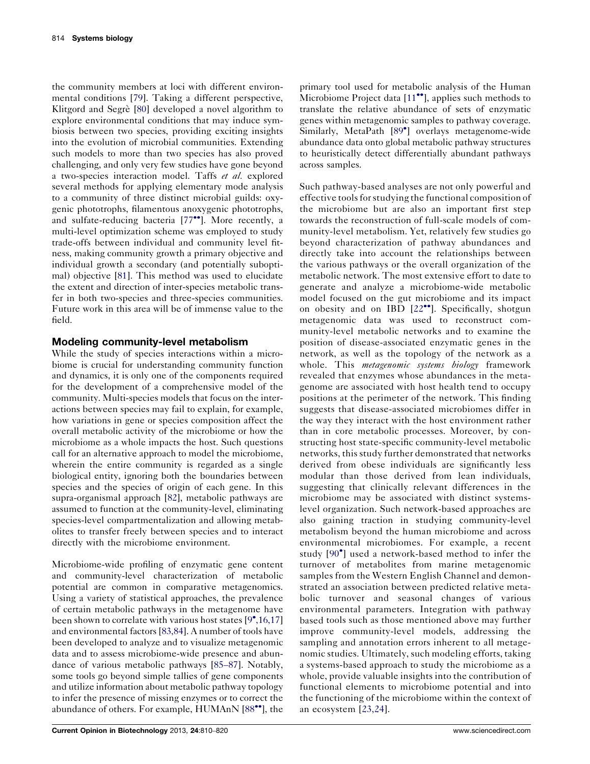the community members at loci with different environmental conditions [79]. Taking a different perspective, Klitgord and Segrè [80] developed a novel algorithm to explore environmental conditions that may induce symbiosis between two species, providing exciting insights into the evolution of microbial communities. Extending such models to more than two species has also proved challenging, and only very few studies have gone beyond a two-species interaction model. Taffs *et al.* explored several methods for applying elementary mode analysis to a community of three distinct microbial guilds: oxygenic phototrophs, filamentous anoxygenic phototrophs, and sulfate-reducing bacteria [77••]. More recently, a multi-level optimization scheme was employed to study trade-offs between individual and community level fitness, making community growth a primary objective and individual growth a secondary (and potentially suboptimal) objective [81]. This method was used to elucidate the extent and direction of inter-species metabolic transfer in both two-species and three-species communities. Future work in this area will be of immense value to the field.

## Modeling community-level metabolism

While the study of species interactions within a microbiome is crucial for understanding community function and dynamics, it is only one of the components required for the development of a comprehensive model of the community. Multi-species models that focus on the interactions between species may fail to explain, for example, how variations in gene or species composition affect the overall metabolic activity of the microbiome or how the microbiome as a whole impacts the host. Such questions call for an alternative approach to model the microbiome, wherein the entire community is regarded as a single biological entity, ignoring both the boundaries between species and the species of origin of each gene. In this supra-organismal approach [82], metabolic pathways are assumed to function at the community-level, eliminating species-level compartmentalization and allowing metabolites to transfer freely between species and to interact directly with the microbiome environment.

Microbiome-wide profiling of enzymatic gene content and community-level characterization of metabolic potential are common in comparative metagenomics. Using a variety of statistical approaches, the prevalence of certain metabolic pathways in the metagenome have been shown to correlate with various host states [9•,16,17] and environmental factors [83,84]. A number of tools have been developed to analyze and to visualize metagenomic data and to assess microbiome-wide presence and abundance of various metabolic pathways [85–87]. Notably, some tools go beyond simple tallies of gene components and utilize information about metabolic pathway topology to infer the presence of missing enzymes or to correct the abundance of others. For example, HUMAnN [88••], the primary tool used for metabolic analysis of the Human Microbiome Project data [11••], applies such methods to translate the relative abundance of sets of enzymatic genes within metagenomic samples to pathway coverage. Similarly, MetaPath [89•] overlays metagenome-wide abundance data onto global metabolic pathway structures to heuristically detect differentially abundant pathways across samples.

Such pathway-based analyses are not only powerful and effective tools for studying the functional composition of the microbiome but are also an important first step towards the reconstruction of full-scale models of community-level metabolism. Yet, relatively few studies go beyond characterization of pathway abundances and directly take into account the relationships between the various pathways or the overall organization of the metabolic network. The most extensive effort to date to generate and analyze a microbiome-wide metabolic model focused on the gut microbiome and its impact on obesity and on IBD [22••]. Specifically, shotgun metagenomic data was used to reconstruct community-level metabolic networks and to examine the position of disease-associated enzymatic genes in the network, as well as the topology of the network as a whole. This *metagenomic systems biology* framework revealed that enzymes whose abundances in the metagenome are associated with host health tend to occupy positions at the perimeter of the network. This finding suggests that disease-associated microbiomes differ in the way they interact with the host environment rather than in core metabolic processes. Moreover, by constructing host state-specific community-level metabolic networks, this study further demonstrated that networks derived from obese individuals are significantly less modular than those derived from lean individuals, suggesting that clinically relevant differences in the microbiome may be associated with distinct systems-level organization. Such network-based approaches are also gaining traction in studying community-level metabolism beyond the human microbiome and across environmental microbiomes. For example, a recent study [90•] used a network-based method to infer the turnover of metabolites from marine metagenomic samples from the Western English Channel and demonstrated an association between predicted relative metabolic turnover and seasonal changes of various environmental parameters. Integration with pathway based tools such as those mentioned above may further improve community-level models, addressing the sampling and annotation errors inherent to all metagenomic studies. Ultimately, such modeling efforts, taking a systems-based approach to study the microbiome as a whole, provide valuable insights into the contribution of functional elements to microbiome potential and into the functioning of the microbiome within the context of an ecosystem [23,24].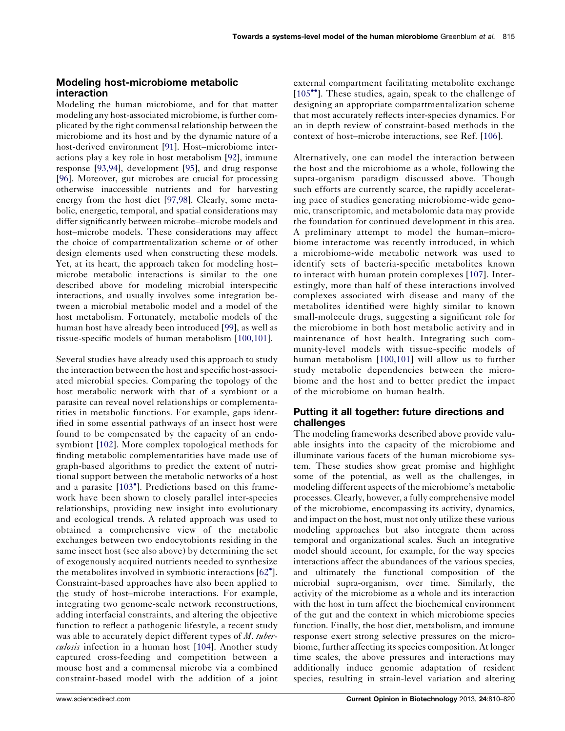## Modeling host-microbiome metabolic interaction

Modeling the human microbiome, and for that matter modeling any host-associated microbiome, is further complicated by the tight commensal relationship between the microbiome and its host and by the dynamic nature of a host-derived environment [91]. Host–microbiome interactions play a key role in host metabolism [92], immune response [93,94], development [95], and drug response [96]. Moreover, gut microbes are crucial for processing otherwise inaccessible nutrients and for harvesting energy from the host diet [97,98]. Clearly, some metabolic, energetic, temporal, and spatial considerations may differ significantly between microbe–microbe models and host–microbe models. These considerations may affect the choice of compartmentalization scheme or of other design elements used when constructing these models. Yet, at its heart, the approach taken for modeling host–microbe metabolic interactions is similar to the one described above for modeling microbial interspecific interactions, and usually involves some integration between a microbial metabolic model and a model of the host metabolism. Fortunately, metabolic models of the human host have already been introduced [99], as well as tissue-specific models of human metabolism [100,101].

Several studies have already used this approach to study the interaction between the host and specific host-associated microbial species. Comparing the topology of the host metabolic network with that of a symbiont or a parasite can reveal novel relationships or complementarities in metabolic functions. For example, gaps identified in some essential pathways of an insect host were found to be compensated by the capacity of an endosymbiont [102]. More complex topological methods for finding metabolic complementarities have made use of graph-based algorithms to predict the extent of nutritional support between the metabolic networks of a host and a parasite [103•]. Predictions based on this framework have been shown to closely parallel inter-species relationships, providing new insight into evolutionary and ecological trends. A related approach was used to obtained a comprehensive view of the metabolic exchanges between two endocytobionts residing in the same insect host (see also above) by determining the set of exogenously acquired nutrients needed to synthesize the metabolites involved in symbiotic interactions [62•]. Constraint-based approaches have also been applied to the study of host–microbe interactions. For example, integrating two genome-scale network reconstructions, adding interfacial constraints, and altering the objective function to reflect a pathogenic lifestyle, a recent study was able to accurately depict different types of *M. tuberculosis* infection in a human host [104]. Another study captured cross-feeding and competition between a mouse host and a commensal microbe via a combined constraint-based model with the addition of a joint external compartment facilitating metabolite exchange [105••]. These studies, again, speak to the challenge of designing an appropriate compartmentalization scheme that most accurately reflects inter-species dynamics. For an in depth review of constraint-based methods in the context of host–microbe interactions, see Ref. [106].

Alternatively, one can model the interaction between the host and the microbiome as a whole, following the supra-organism paradigm discussed above. Though such efforts are currently scarce, the rapidly accelerating pace of studies generating microbiome-wide genomic, transcriptomic, and metabolomic data may provide the foundation for continued development in this area. A preliminary attempt to model the human–microbiome interactome was recently introduced, in which a microbiome-wide metabolic network was used to identify sets of bacteria-specific metabolites known to interact with human protein complexes [107]. Interestingly, more than half of these interactions involved complexes associated with disease and many of the metabolites identified were highly similar to known small-molecule drugs, suggesting a significant role for the microbiome in both host metabolic activity and in maintenance of host health. Integrating such community-level models with tissue-specific models of human metabolism [100,101] will allow us to further study metabolic dependencies between the microbiome and the host and to better predict the impact of the microbiome on human health.

## Putting it all together: future directions and challenges

The modeling frameworks described above provide valuable insights into the capacity of the microbiome and illuminate various facets of the human microbiome system. These studies show great promise and highlight some of the potential, as well as the challenges, in modeling different aspects of the microbiome's metabolic processes. Clearly, however, a fully comprehensive model of the microbiome, encompassing its activity, dynamics, and impact on the host, must not only utilize these various modeling approaches but also integrate them across temporal and organizational scales. Such an integrative model should account, for example, for the way species interactions affect the abundances of the various species, and ultimately the functional composition of the microbial supra-organism, over time. Similarly, the activity of the microbiome as a whole and its interaction with the host in turn affect the biochemical environment of the gut and the context in which microbiome species function. Finally, the host diet, metabolism, and immune response exert strong selective pressures on the microbiome, further affecting its species composition. At longer time scales, the above pressures and interactions may additionally induce genomic adaptation of resident species, resulting in strain-level variation and altering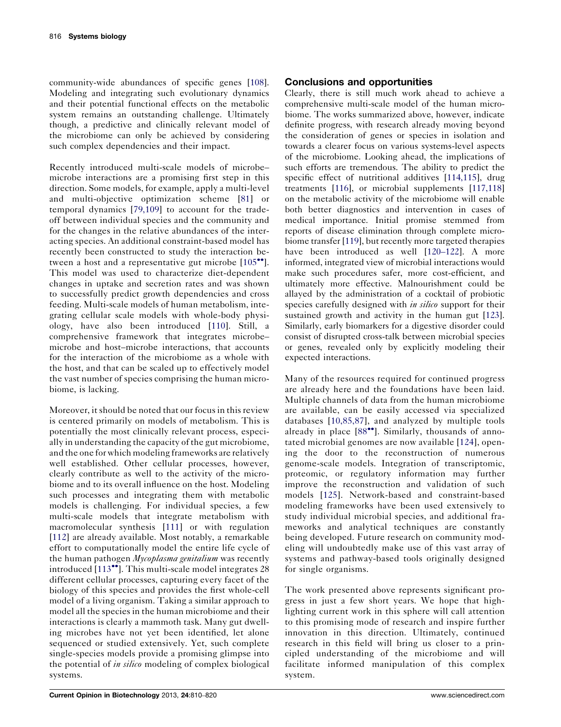community-wide abundances of specific genes [108]. Modeling and integrating such evolutionary dynamics and their potential functional effects on the metabolic system remains an outstanding challenge. Ultimately though, a predictive and clinically relevant model of the microbiome can only be achieved by considering such complex dependencies and their impact.

Recently introduced multi-scale models of microbe–microbe interactions are a promising first step in this direction. Some models, for example, apply a multi-level and multi-objective optimization scheme [81] or temporal dynamics [79,109] to account for the tradeoff between individual species and the community and for the changes in the relative abundances of the interacting species. An additional constraint-based model has recently been constructed to study the interaction between a host and a representative gut microbe [105••]. This model was used to characterize diet-dependent changes in uptake and secretion rates and was shown to successfully predict growth dependencies and cross feeding. Multi-scale models of human metabolism, integrating cellular scale models with whole-body physiology, have also been introduced [110]. Still, a comprehensive framework that integrates microbe–microbe and host–microbe interactions, that accounts for the interaction of the microbiome as a whole with the host, and that can be scaled up to effectively model the vast number of species comprising the human microbiome, is lacking.

Moreover, it should be noted that our focus in this review is centered primarily on models of metabolism. This is potentially the most clinically relevant process, especially in understanding the capacity of the gut microbiome, and the one for which modeling frameworks are relatively well established. Other cellular processes, however, clearly contribute as well to the activity of the microbiome and to its overall influence on the host. Modeling such processes and integrating them with metabolic models is challenging. For individual species, a few multi-scale models that integrate metabolism with macromolecular synthesis [111] or with regulation [112] are already available. Most notably, a remarkable effort to computationally model the entire life cycle of the human pathogen *Mycoplasma genitalium* was recently introduced [113••]. This multi-scale model integrates 28 different cellular processes, capturing every facet of the biology of this species and provides the first whole-cell model of a living organism. Taking a similar approach to model all the species in the human microbiome and their interactions is clearly a mammoth task. Many gut dwelling microbes have not yet been identified, let alone sequenced or studied extensively. Yet, such complete single-species models provide a promising glimpse into the potential of *in silico* modeling of complex biological systems.

## Conclusions and opportunities

Clearly, there is still much work ahead to achieve a comprehensive multi-scale model of the human microbiome. The works summarized above, however, indicate definite progress, with research already moving beyond the consideration of genes or species in isolation and towards a clearer focus on various systems-level aspects of the microbiome. Looking ahead, the implications of such efforts are tremendous. The ability to predict the specific effect of nutritional additives [114,115], drug treatments [116], or microbial supplements [117,118] on the metabolic activity of the microbiome will enable both better diagnostics and intervention in cases of medical importance. Initial promise stemmed from reports of disease elimination through complete microbiome transfer [119], but recently more targeted therapies have been introduced as well [120–122]. A more informed, integrated view of microbial interactions would make such procedures safer, more cost-efficient, and ultimately more effective. Malnourishment could be allayed by the administration of a cocktail of probiotic species carefully designed with *in silico* support for their sustained growth and activity in the human gut [123]. Similarly, early biomarkers for a digestive disorder could consist of disrupted cross-talk between microbial species or genes, revealed only by explicitly modeling their expected interactions.

Many of the resources required for continued progress are already here and the foundations have been laid. Multiple channels of data from the human microbiome are available, can be easily accessed via specialized databases [10,85,87], and analyzed by multiple tools already in place [88••]. Similarly, thousands of annotated microbial genomes are now available [124], opening the door to the reconstruction of numerous genome-scale models. Integration of transcriptomic, proteomic, or regulatory information may further improve the reconstruction and validation of such models [125]. Network-based and constraint-based modeling frameworks have been used extensively to study individual microbial species, and additional frameworks and analytical techniques are constantly being developed. Future research on community modeling will undoubtedly make use of this vast array of systems and pathway-based tools originally designed for single organisms.

The work presented above represents significant progress in just a few short years. We hope that highlighting current work in this sphere will call attention to this promising mode of research and inspire further innovation in this direction. Ultimately, continued research in this field will bring us closer to a principled understanding of the microbiome and will facilitate informed manipulation of this complex system.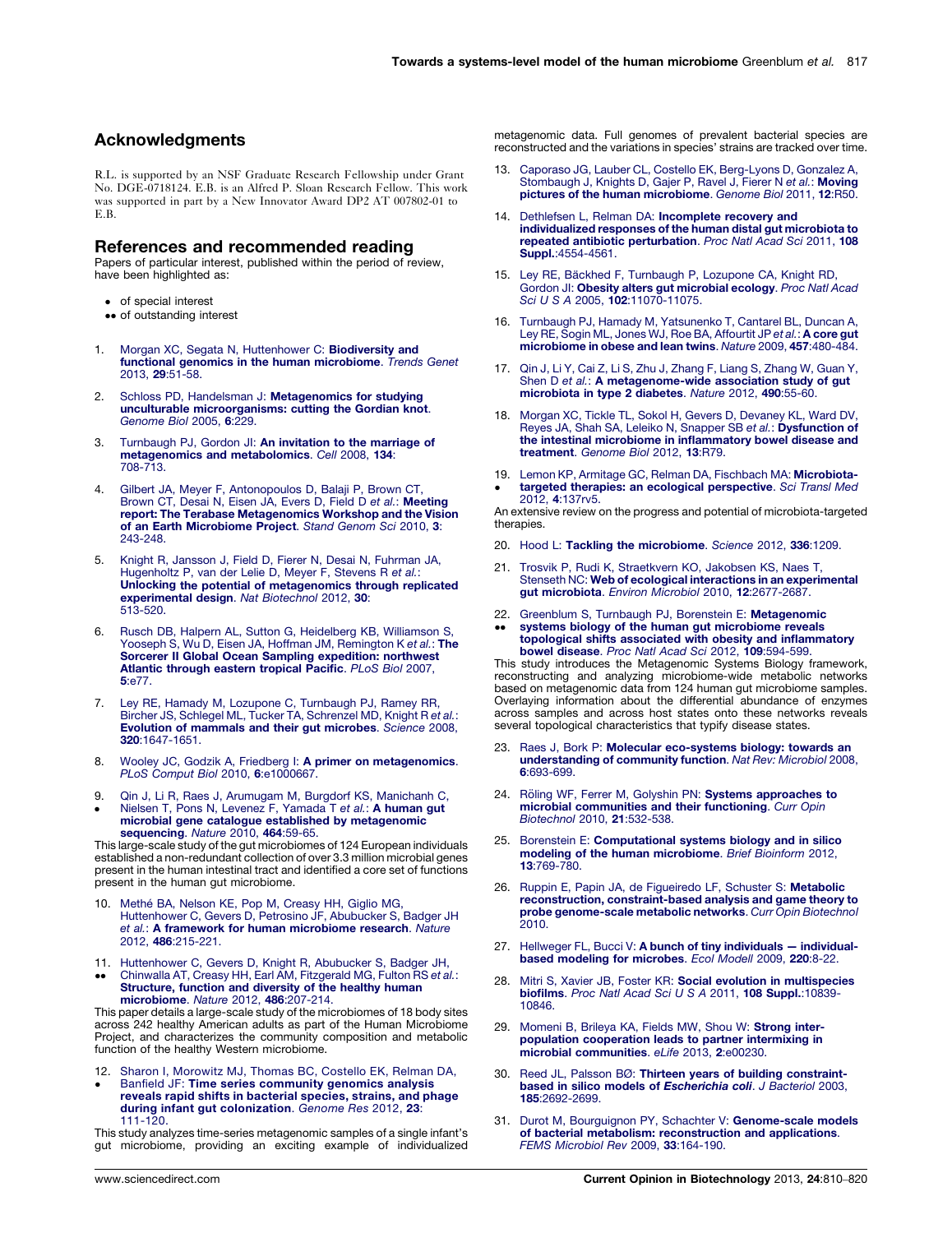## Acknowledgments

R.L. is supported by an NSF Graduate Research Fellowship under Grant No. DGE-0718124. E.B. is an Alfred P. Sloan Research Fellow. This work was supported in part by a New Innovator Award DP2 AT 007802-01 to E.B.

## References and recommended reading

Papers of particular interest, published within the period of review, have been highlighted as:

- • of special interest
- •• of outstanding interest

1. Morgan XC, Segata N, Huttenhower C: **Biodiversity and functional genomics in the human microbiome**. *Trends Genet* 2013, **29**:51-58.

2. Schloss PD, Handelsman J: **Metagenomics for studying unculturable microorganisms: cutting the Gordian knot**. *Genome Biol* 2005, **6**:229.

3. Turnbaugh PJ, Gordon JI: **An invitation to the marriage of metagenomics and metabolomics**. *Cell* 2008, **134**: 708-713.

4. Gilbert JA, Meyer F, Antonopoulos D, Balaji P, Brown CT, Brown CT, Desai N, Eisen JA, Evers D, Field D *et al.*: **Meeting report: The Terabase Metagenomics Workshop and the Vision of an Earth Microbiome Project**. *Stand Genom Sci* 2010, **3**: 243-248.

5. Knight R, Jansson J, Field D, Fierer N, Desai N, Fuhrman JA, Hugenholtz P, van der Lelie D, Meyer F, Stevens R *et al.*: **Unlocking the potential of metagenomics through replicated experimental design**. *Nat Biotechnol* 2012, **30**: 513-520.

6. Rusch DB, Halpern AL, Sutton G, Heidelberg KB, Williamson S, Yooseph S, Wu D, Eisen JA, Hoffman JM, Remington K *et al.*: **The Sorcerer II Global Ocean Sampling expedition: northwest Atlantic through eastern tropical Pacific**. *PLoS Biol* 2007, **5**:e77.

7. Ley RE, Hamady M, Lozupone C, Turnbaugh PJ, Ramey RR, Bircher JS, Schlegel ML, Tucker TA, Schrenzel MD, Knight R *et al.*: **Evolution of mammals and their gut microbes**. *Science* 2008, **320**:1647-1651.

8. Wooley JC, Godzik A, Friedberg I: **A primer on metagenomics**. *PLoS Comput Biol* 2010, **6**:e1000667.

9. • Qin J, Li R, Raes J, Arumugam M, Burgdorf KS, Manichanh C, Nielsen T, Pons N, Levenez F, Yamada T *et al.*: **A human gut microbial gene catalogue established by metagenomic sequencing**. *Nature* 2010, **464**:59-65.

   This large-scale study of the gut microbiomes of 124 European individuals established a non-redundant collection of over 3.3 million microbial genes present in the human intestinal tract and identified a core set of functions present in the human gut microbiome.

10. Methé BA, Nelson KE, Pop M, Creasy HH, Giglio MG, Huttenhower C, Gevers D, Petrosino JF, Abubucker S, Badger JH *et al.*: **A framework for human microbiome research**. *Nature* 2012, **486**:215-221.

11. •• Huttenhower C, Gevers D, Knight R, Abubucker S, Badger JH, Chinwalla AT, Creasy HH, Earl AM, Fitzgerald MG, Fulton RS *et al.*: **Structure, function and diversity of the healthy human microbiome**. *Nature* 2012, **486**:207-214.

    This paper details a large-scale study of the microbiomes of 18 body sites across 242 healthy American adults as part of the Human Microbiome Project, and characterizes the community composition and metabolic function of the healthy Western microbiome.

12. • Sharon I, Morowitz MJ, Thomas BC, Costello EK, Relman DA, Banfield JF: **Time series community genomics analysis reveals rapid shifts in bacterial species, strains, and phage during infant gut colonization**. *Genome Res* 2012, **23**: 111-120.

    This study analyzes time-series metagenomic samples of a single infant's gut microbiome, providing an exciting example of individualized metagenomic data. Full genomes of prevalent bacterial species are reconstructed and the variations in species' strains are tracked over time.

13. Caporaso JG, Lauber CL, Costello EK, Berg-Lyons D, Gonzalez A, Stombaugh J, Knights D, Gajer P, Ravel J, Fierer N *et al.*: **Moving pictures of the human microbiome**. *Genome Biol* 2011, **12**:R50.

14. Dethlefsen L, Relman DA: **Incomplete recovery and individualized responses of the human distal gut microbiota to repeated antibiotic perturbation**. *Proc Natl Acad Sci* 2011, **108 Suppl.**:4554-4561.

15. Ley RE, Bäckhed F, Turnbaugh P, Lozupone CA, Knight RD, Gordon JI: **Obesity alters gut microbial ecology**. *Proc Natl Acad Sci U S A* 2005, **102**:11070-11075.

16. Turnbaugh PJ, Hamady M, Yatsunenko T, Cantarel BL, Duncan A, Ley RE, Sogin ML, Jones WJ, Roe BA, Affourtit JP *et al.*: **A core gut microbiome in obese and lean twins**. *Nature* 2009, **457**:480-484.

17. Qin J, Li Y, Cai Z, Li S, Zhu J, Zhang F, Liang S, Zhang W, Guan Y, Shen D *et al.*: **A metagenome-wide association study of gut microbiota in type 2 diabetes**. *Nature* 2012, **490**:55-60.

18. Morgan XC, Tickle TL, Sokol H, Gevers D, Devaney KL, Ward DV, Reyes JA, Shah SA, Leleiko N, Snapper SB *et al.*: **Dysfunction of the intestinal microbiome in inflammatory bowel disease and treatment**. *Genome Biol* 2012, **13**:R79.

19. • Lemon KP, Armitage GC, Relman DA, Fischbach MA: **Microbiota-targeted therapies: an ecological perspective**. *Sci Transl Med* 2012, **4**:137rv5.

    An extensive review on the progress and potential of microbiota-targeted therapies.

20. Hood L: **Tackling the microbiome**. *Science* 2012, **336**:1209.

21. Trosvik P, Rudi K, Straetkvern KO, Jakobsen KS, Naes T, Stenseth NC: **Web of ecological interactions in an experimental gut microbiota**. *Environ Microbiol* 2010, **12**:2677-2687.

22. •• Greenblum S, Turnbaugh PJ, Borenstein E: **Metagenomic systems biology of the human gut microbiome reveals topological shifts associated with obesity and inflammatory bowel disease**. *Proc Natl Acad Sci* 2012, **109**:594-599.

    This study introduces the Metagenomic Systems Biology framework, reconstructing and analyzing microbiome-wide metabolic networks based on metagenomic data from 124 human gut microbiome samples. Overlaying information about the differential abundance of enzymes across samples and across host states onto these networks reveals several topological characteristics that typify disease states.

23. Raes J, Bork P: **Molecular eco-systems biology: towards an understanding of community function**. *Nat Rev: Microbiol* 2008, **6**:693-699.

24. Röling WF, Ferrer M, Golyshin PN: **Systems approaches to microbial communities and their functioning**. *Curr Opin Biotechnol* 2010, **21**:532-538.

25. Borenstein E: **Computational systems biology and in silico modeling of the human microbiome**. *Brief Bioinform* 2012, **13**:769-780.

26. Ruppin E, Papin JA, de Figueiredo LF, Schuster S: **Metabolic reconstruction, constraint-based analysis and game theory to probe genome-scale metabolic networks**. *Curr Opin Biotechnol* 2010.

27. Hellweger FL, Bucci V: **A bunch of tiny individuals — individual-based modeling for microbes**. *Ecol Modell* 2009, **220**:8-22.

28. Mitri S, Xavier JB, Foster KR: **Social evolution in multispecies biofilms**. *Proc Natl Acad Sci U S A* 2011, **108 Suppl.**:10839-10846.

29. Momeni B, Brileya KA, Fields MW, Shou W: **Strong inter-population cooperation leads to partner intermixing in microbial communities**. *eLife* 2013, **2**:e00230.

30. Reed JL, Palsson BØ: **Thirteen years of building constraint-based in silico models of *Escherichia coli***. *J Bacteriol* 2003, **185**:2692-2699.

31. Durot M, Bourguignon PY, Schachter V: **Genome-scale models of bacterial metabolism: reconstruction and applications**. *FEMS Microbiol Rev* 2009, **33**:164-190.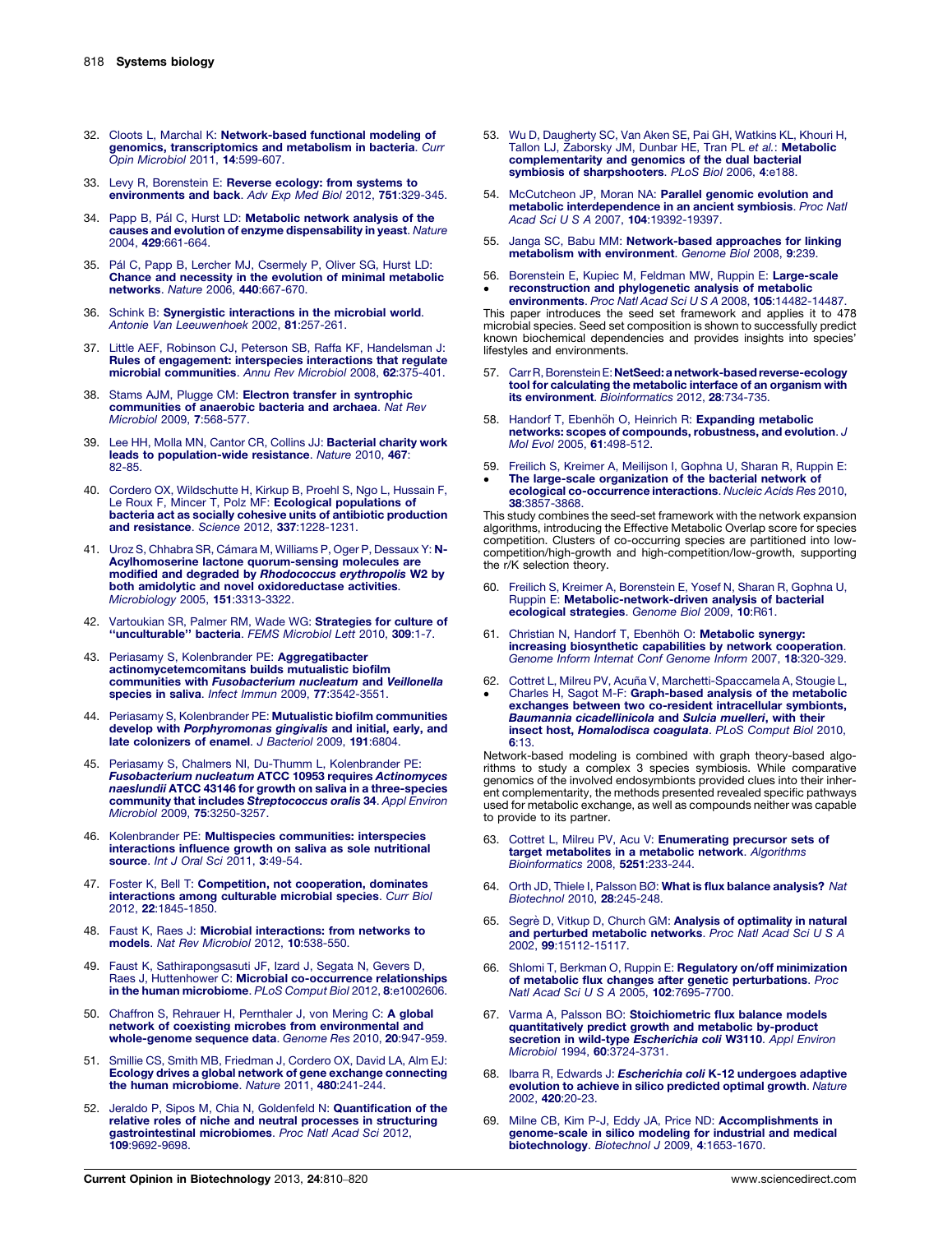32. Cloots L, Marchal K: **Network-based functional modeling of genomics, transcriptomics and metabolism in bacteria**. *Curr Opin Microbiol* 2011, **14**:599-607.

33. Levy R, Borenstein E: **Reverse ecology: from systems to environments and back**. *Adv Exp Med Biol* 2012, **751**:329-345.

34. Papp B, Pál C, Hurst LD: **Metabolic network analysis of the causes and evolution of enzyme dispensability in yeast**. *Nature* 2004, **429**:661-664.

35. Pál C, Papp B, Lercher MJ, Csermely P, Oliver SG, Hurst LD: **Chance and necessity in the evolution of minimal metabolic networks**. *Nature* 2006, **440**:667-670.

36. Schink B: **Synergistic interactions in the microbial world**. *Antonie Van Leeuwenhoek* 2002, **81**:257-261.

37. Little AEF, Robinson CJ, Peterson SB, Raffa KF, Handelsman J: **Rules of engagement: interspecies interactions that regulate microbial communities**. *Annu Rev Microbiol* 2008, **62**:375-401.

38. Stams AJM, Plugge CM: **Electron transfer in syntrophic communities of anaerobic bacteria and archaea**. *Nat Rev Microbiol* 2009, **7**:568-577.

39. Lee HH, Molla MN, Cantor CR, Collins JJ: **Bacterial charity work leads to population-wide resistance**. *Nature* 2010, **467**: 82-85.

40. Cordero OX, Wildschutte H, Kirkup B, Proehl S, Ngo L, Hussain F, Le Roux F, Mincer T, Polz MF: **Ecological populations of bacteria act as socially cohesive units of antibiotic production and resistance**. *Science* 2012, **337**:1228-1231.

41. Uroz S, Chhabra SR, Cámara M, Williams P, Oger P, Dessaux Y: **N-Acylhomoserine lactone quorum-sensing molecules are modified and degraded by *Rhodococcus erythropolis* W2 by both amidolytic and novel oxidoreductase activities**. *Microbiology* 2005, **151**:3313-3322.

42. Vartoukian SR, Palmer RM, Wade WG: **Strategies for culture of "unculturable" bacteria**. *FEMS Microbiol Lett* 2010, **309**:1-7.

43. Periasamy S, Kolenbrander PE: **Aggregatibacter actinomycetemcomitans builds mutualistic biofilm communities with *Fusobacterium nucleatum* and *Veillonella* species in saliva**. *Infect Immun* 2009, **77**:3542-3551.

44. Periasamy S, Kolenbrander PE: **Mutualistic biofilm communities develop with *Porphyromonas gingivalis* and initial, early, and late colonizers of enamel**. *J Bacteriol* 2009, **191**:6804.

45. Periasamy S, Chalmers NI, Du-Thumm L, Kolenbrander PE: ***Fusobacterium nucleatum* ATCC 10953 requires *Actinomyces naeslundii* ATCC 43146 for growth on saliva in a three-species community that includes *Streptococcus oralis* 34**. *Appl Environ Microbiol* 2009, **75**:3250-3257.

46. Kolenbrander PE: **Multispecies communities: interspecies interactions influence growth on saliva as sole nutritional source**. *Int J Oral Sci* 2011, **3**:49-54.

47. Foster K, Bell T: **Competition, not cooperation, dominates interactions among culturable microbial species**. *Curr Biol* 2012, **22**:1845-1850.

48. Faust K, Raes J: **Microbial interactions: from networks to models**. *Nat Rev Microbiol* 2012, **10**:538-550.

49. Faust K, Sathirapongsasuti JF, Izard J, Segata N, Gevers D, Raes J, Huttenhower C: **Microbial co-occurrence relationships in the human microbiome**. *PLoS Comput Biol* 2012, **8**:e1002606.

50. Chaffron S, Rehrauer H, Pernthaler J, von Mering C: **A global network of coexisting microbes from environmental and whole-genome sequence data**. *Genome Res* 2010, **20**:947-959.

51. Smillie CS, Smith MB, Friedman J, Cordero OX, David LA, Alm EJ: **Ecology drives a global network of gene exchange connecting the human microbiome**. *Nature* 2011, **480**:241-244.

52. Jeraldo P, Sipos M, Chia N, Goldenfeld N: **Quantification of the relative roles of niche and neutral processes in structuring gastrointestinal microbiomes**. *Proc Natl Acad Sci* 2012, **109**:9692-9698.

53. Wu D, Daugherty SC, Van Aken SE, Pai GH, Watkins KL, Khouri H, Tallon LJ, Zaborsky JM, Dunbar HE, Tran PL *et al.*: **Metabolic complementarity and genomics of the dual bacterial symbiosis of sharpshooters**. *PLoS Biol* 2006, **4**:e188.

54. McCutcheon JP, Moran NA: **Parallel genomic evolution and metabolic interdependence in an ancient symbiosis**. *Proc Natl Acad Sci U S A* 2007, **104**:19392-19397.

55. Janga SC, Babu MM: **Network-based approaches for linking metabolism with environment**. *Genome Biol* 2008, **9**:239.

56. • Borenstein E, Kupiec M, Feldman MW, Ruppin E: **Large-scale reconstruction and phylogenetic analysis of metabolic environments**. *Proc Natl Acad Sci U S A* 2008, **105**:14482-14487.
This paper introduces the seed set framework and applies it to 478 microbial species. Seed set composition is shown to successfully predict known biochemical dependencies and provides insights into species' lifestyles and environments.

57. Carr R, Borenstein E: **NetSeed: a network-based reverse-ecology tool for calculating the metabolic interface of an organism with its environment**. *Bioinformatics* 2012, **28**:734-735.

58. Handorf T, Ebenhöh O, Heinrich R: **Expanding metabolic networks: scopes of compounds, robustness, and evolution**. *J Mol Evol* 2005, **61**:498-512.

59. • Freilich S, Kreimer A, Meilijson I, Gophna U, Sharan R, Ruppin E: **The large-scale organization of the bacterial network of ecological co-occurrence interactions**. *Nucleic Acids Res* 2010, **38**:3857-3868.
This study combines the seed-set framework with the network expansion algorithms, introducing the Effective Metabolic Overlap score for species competition. Clusters of co-occurring species are partitioned into low-competition/high-growth and high-competition/low-growth, supporting the r/K selection theory.

60. Freilich S, Kreimer A, Borenstein E, Yosef N, Sharan R, Gophna U, Ruppin E: **Metabolic-network-driven analysis of bacterial ecological strategies**. *Genome Biol* 2009, **10**:R61.

61. Christian N, Handorf T, Ebenhöh O: **Metabolic synergy: increasing biosynthetic capabilities by network cooperation**. *Genome Inform Internat Conf Genome Inform* 2007, **18**:320-329.

62. • Cottret L, Milreu PV, Acuña V, Marchetti-Spaccamela A, Stougie L, Charles H, Sagot M-F: **Graph-based analysis of the metabolic exchanges between two co-resident intracellular symbionts, *Baumannia cicadellinicola* and *Sulcia muelleri*, with their insect host, *Homalodisca coagulata***. *PLoS Comput Biol* 2010, **6**:13.
Network-based modeling is combined with graph theory-based algorithms to study a complex 3 species symbiosis. While comparative genomics of the involved endosymbionts provided clues into their inherent complementarity, the methods presented revealed specific pathways used for metabolic exchange, as well as compounds neither was capable to provide to its partner.

63. Cottret L, Milreu PV, Acu V: **Enumerating precursor sets of target metabolites in a metabolic network**. *Algorithms Bioinformatics* 2008, **5251**:233-244.

64. Orth JD, Thiele I, Palsson BØ: **What is flux balance analysis?** *Nat Biotechnol* 2010, **28**:245-248.

65. Segrè D, Vitkup D, Church GM: **Analysis of optimality in natural and perturbed metabolic networks**. *Proc Natl Acad Sci U S A* 2002, **99**:15112-15117.

66. Shlomi T, Berkman O, Ruppin E: **Regulatory on/off minimization of metabolic flux changes after genetic perturbations**. *Proc Natl Acad Sci U S A* 2005, **102**:7695-7700.

67. Varma A, Palsson BO: **Stoichiometric flux balance models quantitatively predict growth and metabolic by-product secretion in wild-type *Escherichia coli* W3110**. *Appl Environ Microbiol* 1994, **60**:3724-3731.

68. Ibarra R, Edwards J: ***Escherichia coli* K-12 undergoes adaptive evolution to achieve in silico predicted optimal growth**. *Nature* 2002, **420**:20-23.

69. Milne CB, Kim P-J, Eddy JA, Price ND: **Accomplishments in genome-scale in silico modeling for industrial and medical biotechnology**. *Biotechnol J* 2009, **4**:1653-1670.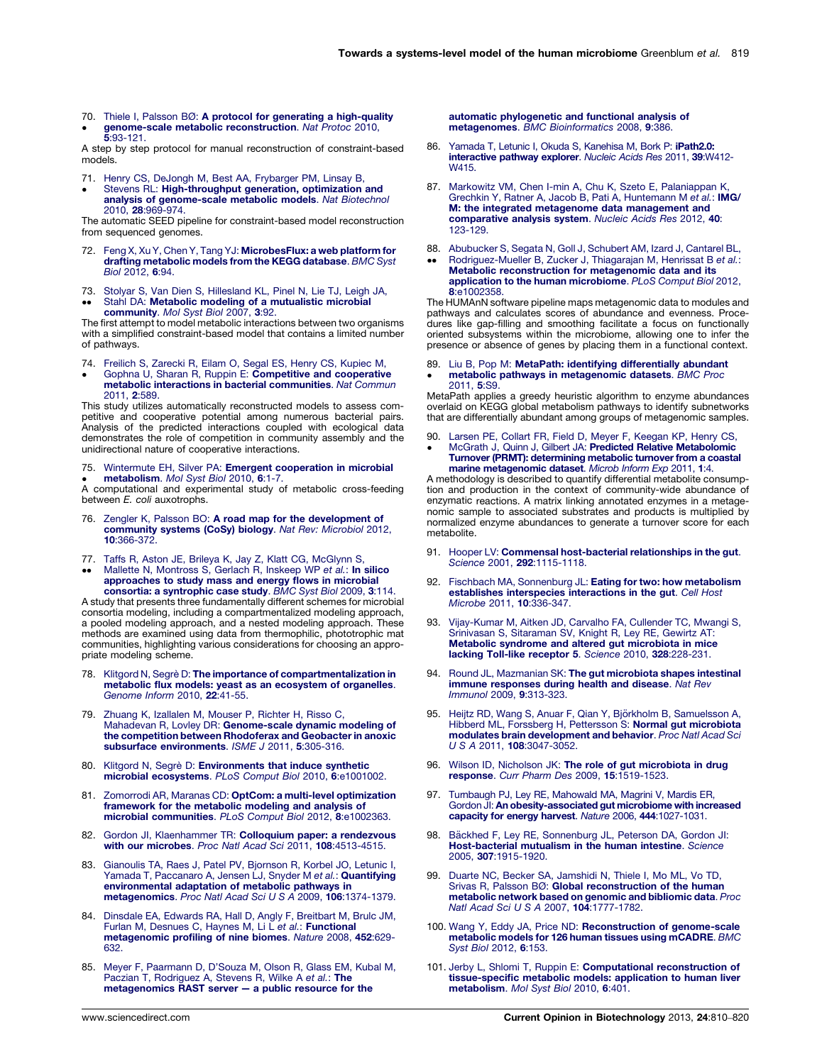70. Thiele I, Palsson BØ: **A protocol for generating a high-quality genome-scale metabolic reconstruction**. *Nat Protoc* 2010, **5**:93-121.
• 
A step by step protocol for manual reconstruction of constraint-based models.

71. Henry CS, DeJongh M, Best AA, Frybarger PM, Linsay B, Stevens RL: **High-throughput generation, optimization and analysis of genome-scale metabolic models**. *Nat Biotechnol* 2010, **28**:969-974.
• 
The automatic SEED pipeline for constraint-based model reconstruction from sequenced genomes.

72. Feng X, Xu Y, Chen Y, Tang YJ: **MicrobesFlux: a web platform for drafting metabolic models from the KEGG database**. *BMC Syst Biol* 2012, **6**:94.

73. Stolyar S, Van Dien S, Hillesland KL, Pinel N, Lie TJ, Leigh JA, Stahl DA: **Metabolic modeling of a mutualistic microbial community**. *Mol Syst Biol* 2007, **3**:92.
•• 
The first attempt to model metabolic interactions between two organisms with a simplified constraint-based model that contains a limited number of pathways.

74. Freilich S, Zarecki R, Eilam O, Segal ES, Henry CS, Kupiec M, Gophna U, Sharan R, Ruppin E: **Competitive and cooperative metabolic interactions in bacterial communities**. *Nat Commun* 2011, **2**:589.
• 
This study utilizes automatically reconstructed models to assess competitive and cooperative potential among numerous bacterial pairs. Analysis of the predicted interactions coupled with ecological data demonstrates the role of competition in community assembly and the unidirectional nature of cooperative interactions.

75. Wintermute EH, Silver PA: **Emergent cooperation in microbial metabolism**. *Mol Syst Biol* 2010, **6**:1-7.
• 
A computational and experimental study of metabolic cross-feeding between *E. coli* auxotrophs.

76. Zengler K, Palsson BO: **A road map for the development of community systems (CoSy) biology**. *Nat Rev: Microbiol* 2012, **10**:366-372.

77. Taffs R, Aston JE, Brileya K, Jay Z, Klatt CG, McGlynn S, Mallette N, Montross S, Gerlach R, Inskeep WP *et al.*: **In silico approaches to study mass and energy flows in microbial consortia: a syntrophic case study**. *BMC Syst Biol* 2009, **3**:114.
•• 
A study that presents three fundamentally different schemes for microbial consortia modeling, including a compartmentalized modeling approach, a pooled modeling approach, and a nested modeling approach. These methods are examined using data from thermophilic, phototrophic mat communities, highlighting various considerations for choosing an appropriate modeling scheme.

78. Klitgord N, Segrè D: **The importance of compartmentalization in metabolic flux models: yeast as an ecosystem of organelles**. *Genome Inform* 2010, **22**:41-55.

79. Zhuang K, Izallalen M, Mouser P, Richter H, Risso C, Mahadevan R, Lovley DR: **Genome-scale dynamic modeling of the competition between Rhodoferax and Geobacter in anoxic subsurface environments**. *ISME J* 2011, **5**:305-316.

80. Klitgord N, Segrè D: **Environments that induce synthetic microbial ecosystems**. *PLoS Comput Biol* 2010, **6**:e1001002.

81. Zomorrodi AR, Maranas CD: **OptCom: a multi-level optimization framework for the metabolic modeling and analysis of microbial communities**. *PLoS Comput Biol* 2012, **8**:e1002363.

82. Gordon JI, Klaenhammer TR: **Colloquium paper: a rendezvous with our microbes**. *Proc Natl Acad Sci* 2011, **108**:4513-4515.

83. Gianoulis TA, Raes J, Patel PV, Bjornson R, Korbel JO, Letunic I, Yamada T, Paccanaro A, Jensen LJ, Snyder M *et al.*: **Quantifying environmental adaptation of metabolic pathways in metagenomics**. *Proc Natl Acad Sci U S A* 2009, **106**:1374-1379.

84. Dinsdale EA, Edwards RA, Hall D, Angly F, Breitbart M, Brulc JM, Furlan M, Desnues C, Haynes M, Li L *et al.*: **Functional metagenomic profiling of nine biomes**. *Nature* 2008, **452**:629-632.

85. Meyer F, Paarmann D, D'Souza M, Olson R, Glass EM, Kubal M, Paczian T, Rodriguez A, Stevens R, Wilke A *et al.*: **The metagenomics RAST server — a public resource for the automatic phylogenetic and functional analysis of metagenomes**. *BMC Bioinformatics* 2008, **9**:386.

86. Yamada T, Letunic I, Okuda S, Kanehisa M, Bork P: **iPath2.0: interactive pathway explorer**. *Nucleic Acids Res* 2011, **39**:W412-W415.

87. Markowitz VM, Chen I-min A, Chu K, Szeto E, Palaniappan K, Grechkin Y, Ratner A, Jacob B, Pati A, Huntemann M *et al.*: **IMG/M: the integrated metagenome data management and comparative analysis system**. *Nucleic Acids Res* 2012, **40**:123-129.

88. Abubucker S, Segata N, Goll J, Schubert AM, Izard J, Cantarel BL, Rodriguez-Mueller B, Zucker J, Thiagarajan M, Henrissat B *et al.*: **Metabolic reconstruction for metagenomic data and its application to the human microbiome**. *PLoS Comput Biol* 2012, **8**:e1002358.
•• 
The HUMAnN software pipeline maps metagenomic data to modules and pathways and calculates scores of abundance and evenness. Procedures like gap-filling and smoothing facilitate a focus on functionally oriented subsystems within the microbiome, allowing one to infer the presence or absence of genes by placing them in a functional context.

89. Liu B, Pop M: **MetaPath: identifying differentially abundant metabolic pathways in metagenomic datasets**. *BMC Proc* 2011, **5**:S9.
• 
MetaPath applies a greedy heuristic algorithm to enzyme abundances overlaid on KEGG global metabolism pathways to identify subnetworks that are differentially abundant among groups of metagenomic samples.

90. Larsen PE, Collart FR, Field D, Meyer F, Keegan KP, Henry CS, McGrath J, Quinn J, Gilbert JA: **Predicted Relative Metabolomic Turnover (PRMT): determining metabolic turnover from a coastal marine metagenomic dataset**. *Microb Inform Exp* 2011, **1**:4.
• 
A methodology is described to quantify differential metabolite consumption and production in the context of community-wide abundance of enzymatic reactions. A matrix linking annotated enzymes in a metagenomic sample to associated substrates and products is multiplied by normalized enzyme abundances to generate a turnover score for each metabolite.

91. Hooper LV: **Commensal host-bacterial relationships in the gut**. *Science* 2001, **292**:1115-1118.

92. Fischbach MA, Sonnenburg JL: **Eating for two: how metabolism establishes interspecies interactions in the gut**. *Cell Host Microbe* 2011, **10**:336-347.

93. Vijay-Kumar M, Aitken JD, Carvalho FA, Cullender TC, Mwangi S, Srinivasan S, Sitaraman SV, Knight R, Ley RE, Gewirtz AT: **Metabolic syndrome and altered gut microbiota in mice lacking Toll-like receptor 5**. *Science* 2010, **328**:228-231.

94. Round JL, Mazmanian SK: **The gut microbiota shapes intestinal immune responses during health and disease**. *Nat Rev Immunol* 2009, **9**:313-323.

95. Heijtz RD, Wang S, Anuar F, Qian Y, Björkholm B, Samuelsson A, Hibberd ML, Forssberg H, Pettersson S: **Normal gut microbiota modulates brain development and behavior**. *Proc Natl Acad Sci U S A* 2011, **108**:3047-3052.

96. Wilson ID, Nicholson JK: **The role of gut microbiota in drug response**. *Curr Pharm Des* 2009, **15**:1519-1523.

97. Turnbaugh PJ, Ley RE, Mahowald MA, Magrini V, Mardis ER, Gordon JI: **An obesity-associated gut microbiome with increased capacity for energy harvest**. *Nature* 2006, **444**:1027-1031.

98. Bäckhed F, Ley RE, Sonnenburg JL, Peterson DA, Gordon JI: **Host-bacterial mutualism in the human intestine**. *Science* 2005, **307**:1915-1920.

99. Duarte NC, Becker SA, Jamshidi N, Thiele I, Mo ML, Vo TD, Srivas R, Palsson BØ: **Global reconstruction of the human metabolic network based on genomic and bibliomic data**. *Proc Natl Acad Sci U S A* 2007, **104**:1777-1782.

100. Wang Y, Eddy JA, Price ND: **Reconstruction of genome-scale metabolic models for 126 human tissues using mCADRE**. *BMC Syst Biol* 2012, **6**:153.

101. Jerby L, Shlomi T, Ruppin E: **Computational reconstruction of tissue-specific metabolic models: application to human liver metabolism**. *Mol Syst Biol* 2010, **6**:401.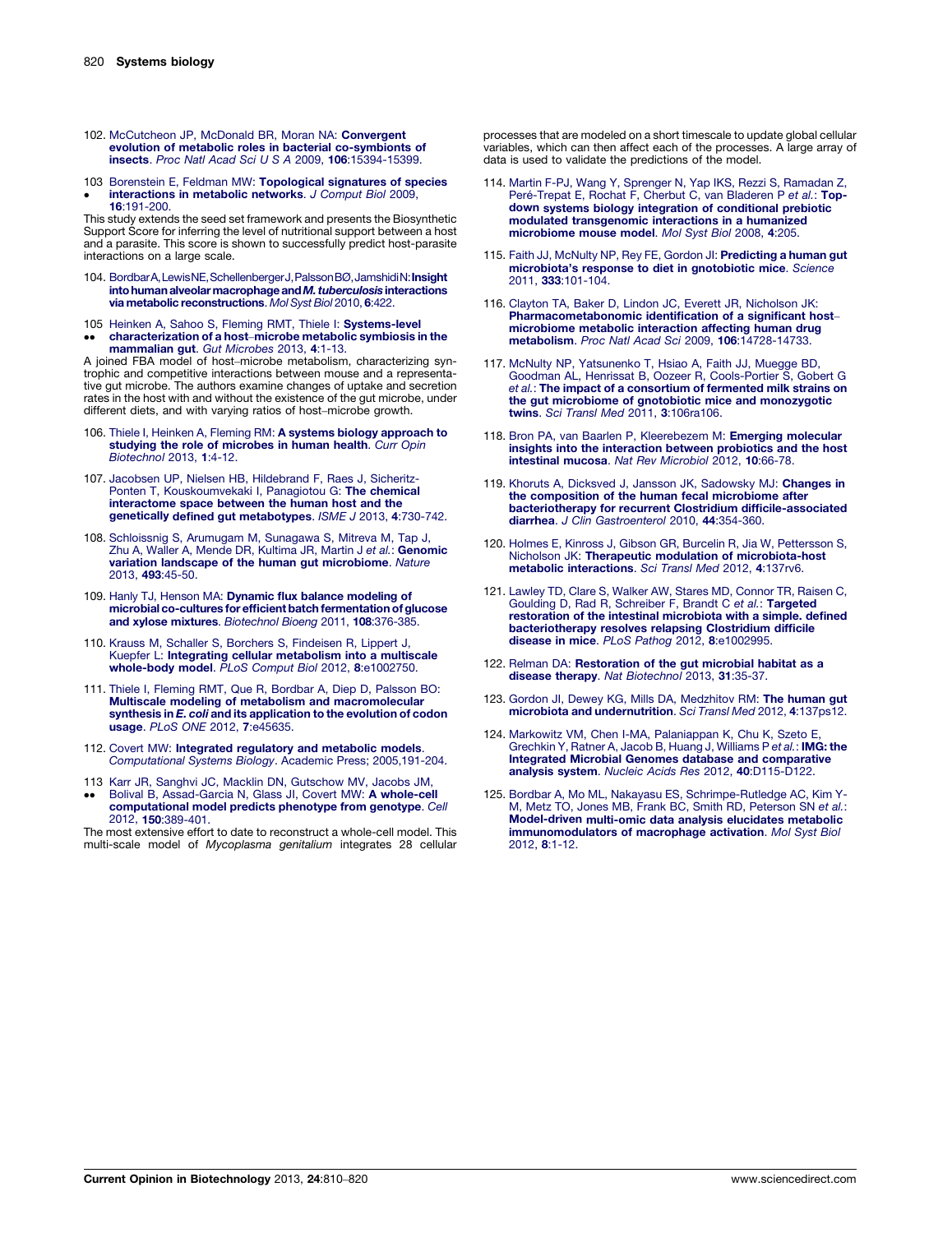102. McCutcheon JP, McDonald BR, Moran NA: **Convergent evolution of metabolic roles in bacterial co-symbionts of insects**. *Proc Natl Acad Sci U S A* 2009, **106**:15394-15399.

103. • Borenstein E, Feldman MW: **Topological signatures of species interactions in metabolic networks**. *J Comput Biol* 2009, **16**:191-200.
This study extends the seed set framework and presents the Biosynthetic Support Score for inferring the level of nutritional support between a host and a parasite. This score is shown to successfully predict host-parasite interactions on a large scale.

104. Bordbar A, Lewis NE, Schellenberger J, Palsson BØ, Jamshidi N: **Insight into human alveolar macrophage and *M. tuberculosis* interactions via metabolic reconstructions**. *Mol Syst Biol* 2010, **6**:422.

105. •• Heinken A, Sahoo S, Fleming RMT, Thiele I: **Systems-level characterization of a host–microbe metabolic symbiosis in the mammalian gut**. *Gut Microbes* 2013, **4**:1-13.
A joined FBA model of host–microbe metabolism, characterizing syntrophic and competitive interactions between mouse and a representative gut microbe. The authors examine changes of uptake and secretion rates in the host with and without the existence of the gut microbe, under different diets, and with varying ratios of host–microbe growth.

106. Thiele I, Heinken A, Fleming RM: **A systems biology approach to studying the role of microbes in human health**. *Curr Opin Biotechnol* 2013, **1**:4-12.

107. Jacobsen UP, Nielsen HB, Hildebrand F, Raes J, Sicheritz-Ponten T, Kouskoumvekaki I, Panagiotou G: **The chemical interactome space between the human host and the genetically defined gut metabotypes**. *ISME J* 2013, **4**:730-742.

108. Schloissnig S, Arumugam M, Sunagawa S, Mitreva M, Tap J, Zhu A, Waller A, Mende DR, Kultima JR, Martin J *et al.*: **Genomic variation landscape of the human gut microbiome**. *Nature* 2013, **493**:45-50.

109. Hanly TJ, Henson MA: **Dynamic flux balance modeling of microbial co-cultures for efficient batch fermentation of glucose and xylose mixtures**. *Biotechnol Bioeng* 2011, **108**:376-385.

110. Krauss M, Schaller S, Borchers S, Findeisen R, Lippert J, Kuepfer L: **Integrating cellular metabolism into a multiscale whole-body model**. *PLoS Comput Biol* 2012, **8**:e1002750.

111. Thiele I, Fleming RMT, Que R, Bordbar A, Diep D, Palsson BO: **Multiscale modeling of metabolism and macromolecular synthesis in *E. coli* and its application to the evolution of codon usage**. *PLoS ONE* 2012, **7**:e45635.

112. Covert MW: **Integrated regulatory and metabolic models**. *Computational Systems Biology*. Academic Press; 2005,191-204.

113. •• Karr JR, Sanghvi JC, Macklin DN, Gutschow MV, Jacobs JM, Bolival B, Assad-Garcia N, Glass JI, Covert MW: **A whole-cell computational model predicts phenotype from genotype**. *Cell* 2012, **150**:389-401.
The most extensive effort to date to reconstruct a whole-cell model. This multi-scale model of *Mycoplasma genitalium* integrates 28 cellular processes that are modeled on a short timescale to update global cellular variables, which can then affect each of the processes. A large array of data is used to validate the predictions of the model.

114. Martin F-PJ, Wang Y, Sprenger N, Yap IKS, Rezzi S, Ramadan Z, Peré-Trepat E, Rochat F, Cherbut C, van Bladeren P *et al.*: **Top-down systems biology integration of conditional prebiotic modulated transgenomic interactions in a humanized microbiome mouse model**. *Mol Syst Biol* 2008, **4**:205.

115. Faith JJ, McNulty NP, Rey FE, Gordon JI: **Predicting a human gut microbiota's response to diet in gnotobiotic mice**. *Science* 2011, **333**:101-104.

116. Clayton TA, Baker D, Lindon JC, Everett JR, Nicholson JK: **Pharmacometabonomic identification of a significant host–microbiome metabolic interaction affecting human drug metabolism**. *Proc Natl Acad Sci* 2009, **106**:14728-14733.

117. McNulty NP, Yatsunenko T, Hsiao A, Faith JJ, Muegge BD, Goodman AL, Henrissat B, Oozeer R, Cools-Portier S, Gobert G *et al.*: **The impact of a consortium of fermented milk strains on the gut microbiome of gnotobiotic mice and monozygotic twins**. *Sci Transl Med* 2011, **3**:106ra106.

118. Bron PA, van Baarlen P, Kleerebezem M: **Emerging molecular insights into the interaction between probiotics and the host intestinal mucosa**. *Nat Rev Microbiol* 2012, **10**:66-78.

119. Khoruts A, Dicksved J, Jansson JK, Sadowsky MJ: **Changes in the composition of the human fecal microbiome after bacteriotherapy for recurrent Clostridium difficile-associated diarrhea**. *J Clin Gastroenterol* 2010, **44**:354-360.

120. Holmes E, Kinross J, Gibson GR, Burcelin R, Jia W, Pettersson S, Nicholson JK: **Therapeutic modulation of microbiota-host metabolic interactions**. *Sci Transl Med* 2012, **4**:137rv6.

121. Lawley TD, Clare S, Walker AW, Stares MD, Connor TR, Raisen C, Goulding D, Rad R, Schreiber F, Brandt C *et al.*: **Targeted restoration of the intestinal microbiota with a simple. defined bacteriotherapy resolves relapsing Clostridium difficile disease in mice**. *PLoS Pathog* 2012, **8**:e1002995.

122. Relman DA: **Restoration of the gut microbial habitat as a disease therapy**. *Nat Biotechnol* 2013, **31**:35-37.

123. Gordon JI, Dewey KG, Mills DA, Medzhitov RM: **The human gut microbiota and undernutrition**. *Sci Transl Med* 2012, **4**:137ps12.

124. Markowitz VM, Chen I-MA, Palaniappan K, Chu K, Szeto E, Grechkin Y, Ratner A, Jacob B, Huang J, Williams P *et al.*: **IMG: the Integrated Microbial Genomes database and comparative analysis system**. *Nucleic Acids Res* 2012, **40**:D115-D122.

125. Bordbar A, Mo ML, Nakayasu ES, Schrimpe-Rutledge AC, Kim Y-M, Metz TO, Jones MB, Frank BC, Smith RD, Peterson SN *et al.*: **Model-driven multi-omic data analysis elucidates metabolic immunomodulators of macrophage activation**. *Mol Syst Biol* 2012, **8**:1-12.